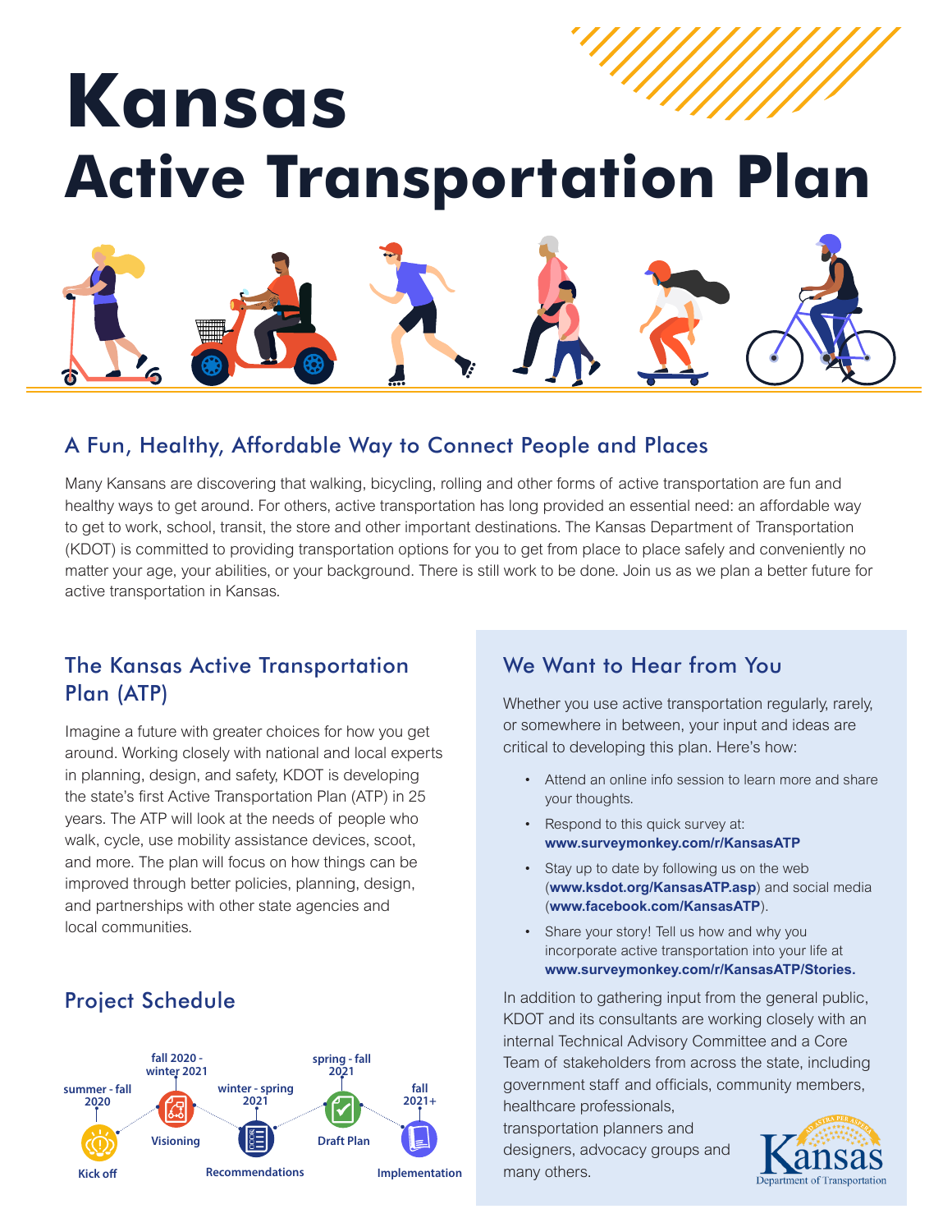# Kansas Active Transportation Plan

## A Fun, Healthy, Affordable Way to Connect People and Places

Many Kansans are discovering that walking, bicycling, rolling and other forms of active transportation are fun and healthy ways to get around. For others, active transportation has long provided an essential need: an affordable way to get to work, school, transit, the store and other important destinations. The Kansas Department of Transportation (KDOT) is committed to providing transportation options for you to get from place to place safely and conveniently no matter your age, your abilities, or your background. There is still work to be done. Join us as we plan a better future for active transportation in Kansas.

## The Kansas Active Transportation Plan (ATP)

Imagine a future with greater choices for how you get around. Working closely with national and local experts in planning, design, and safety, KDOT is developing the state's first Active Transportation Plan (ATP) in 25 years. The ATP will look at the needs of people who walk, cycle, use mobility assistance devices, scoot, and more. The plan will focus on how things can be improved through better policies, planning, design, and partnerships with other state agencies and local communities.

## Project Schedule

- **summer - fall 2020**: Kick off
- **fall 2020 - winter 2021**: Visioning
- **winter - spring 2021**: Recommendations
- **spring - fall 2021**: Draft Plan
- **fall 2021+**: Implementation

## We Want to Hear from You

Whether you use active transportation regularly, rarely, or somewhere in between, your input and ideas are critical to developing this plan. Here's how:

- Attend an online info session to learn more and share your thoughts.
- Respond to this quick survey at: **www.surveymonkey.com/r/KansasATP**
- Stay up to date by following us on the web (**www.ksdot.org/KansasATP.asp**) and social media (**www.facebook.com/KansasATP**).
- Share your story! Tell us how and why you incorporate active transportation into your life at **www.surveymonkey.com/r/KansasATP/Stories.**

In addition to gathering input from the general public, KDOT and its consultants are working closely with an internal Technical Advisory Committee and a Core Team of stakeholders from across the state, including government staff and officials, community members, healthcare professionals, transportation planners and designers, advocacy groups and many others.

Kansas Department of Transportation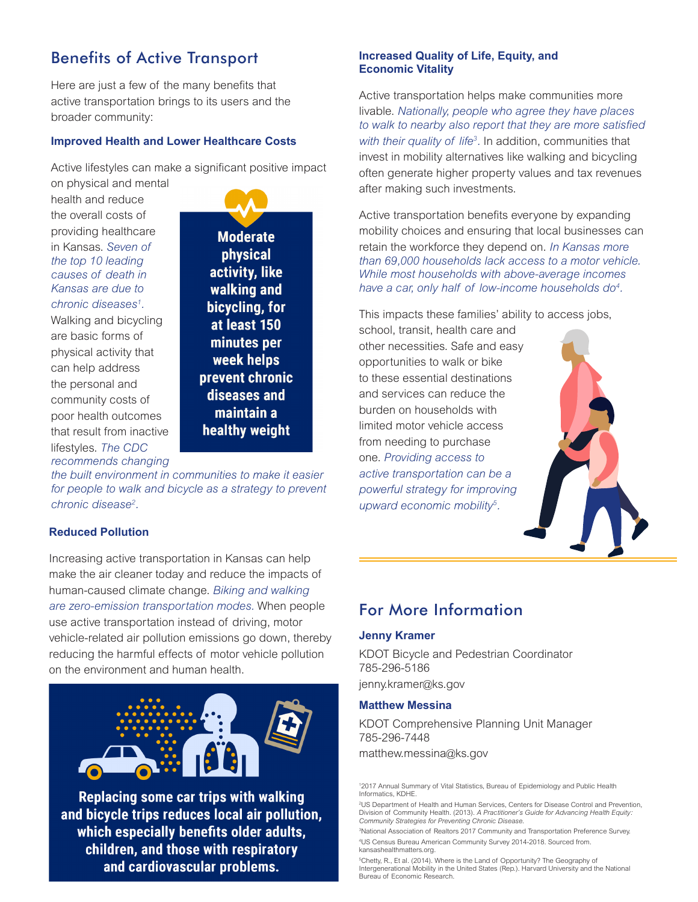## Benefits of Active Transport

Here are just a few of the many benefits that active transportation brings to its users and the broader community:

### Improved Health and Lower Healthcare Costs

Active lifestyles can make a significant positive impact on physical and mental health and reduce the overall costs of providing healthcare in Kansas. *Seven of the top 10 leading causes of death in Kansas are due to chronic diseases*[1]. Walking and bicycling are basic forms of physical activity that can help address the personal and community costs of poor health outcomes that result from inactive lifestyles. *The CDC recommends changing the built environment in communities to make it easier for people to walk and bicycle as a strategy to prevent chronic disease*[2].

**Moderate physical activity, like walking and bicycling, for at least 150 minutes per week helps prevent chronic diseases and maintain a healthy weight**

### Reduced Pollution

Increasing active transportation in Kansas can help make the air cleaner today and reduce the impacts of human-caused climate change. *Biking and walking are zero-emission transportation modes.* When people use active transportation instead of driving, motor vehicle-related air pollution emissions go down, thereby reducing the harmful effects of motor vehicle pollution on the environment and human health.

**Replacing some car trips with walking and bicycle trips reduces local air pollution, which especially benefits older adults, children, and those with respiratory and cardiovascular problems.**

### Increased Quality of Life, Equity, and Economic Vitality

Active transportation helps make communities more livable. *Nationally, people who agree they have places to walk to nearby also report that they are more satisfied with their quality of life*[3]. In addition, communities that invest in mobility alternatives like walking and bicycling often generate higher property values and tax revenues after making such investments.

Active transportation benefits everyone by expanding mobility choices and ensuring that local businesses can retain the workforce they depend on. *In Kansas more than 69,000 households lack access to a motor vehicle. While most households with above-average incomes have a car, only half of low-income households do*[4].

This impacts these families' ability to access jobs, school, transit, health care and other necessities. Safe and easy opportunities to walk or bike to these essential destinations and services can reduce the burden on households with limited motor vehicle access from needing to purchase one. *Providing access to active transportation can be a powerful strategy for improving upward economic mobility*[5].

## For More Information

**Jenny Kramer**

KDOT Bicycle and Pedestrian Coordinator
785-296-5186
jenny.kramer@ks.gov

**Matthew Messina**

KDOT Comprehensive Planning Unit Manager
785-296-7448
matthew.messina@ks.gov

[1] 2017 Annual Summary of Vital Statistics, Bureau of Epidemiology and Public Health Informatics, KDHE.

[2] US Department of Health and Human Services, Centers for Disease Control and Prevention, Division of Community Health. (2013). *A Practitioner's Guide for Advancing Health Equity: Community Strategies for Preventing Chronic Disease.*

[3] National Association of Realtors 2017 Community and Transportation Preference Survey.

[4] US Census Bureau American Community Survey 2014-2018. Sourced from. kansashealthmatters.org.

[5] Chetty, R., Et al. (2014). Where is the Land of Opportunity? The Geography of Intergenerational Mobility in the United States (Rep.). Harvard University and the National Bureau of Economic Research.